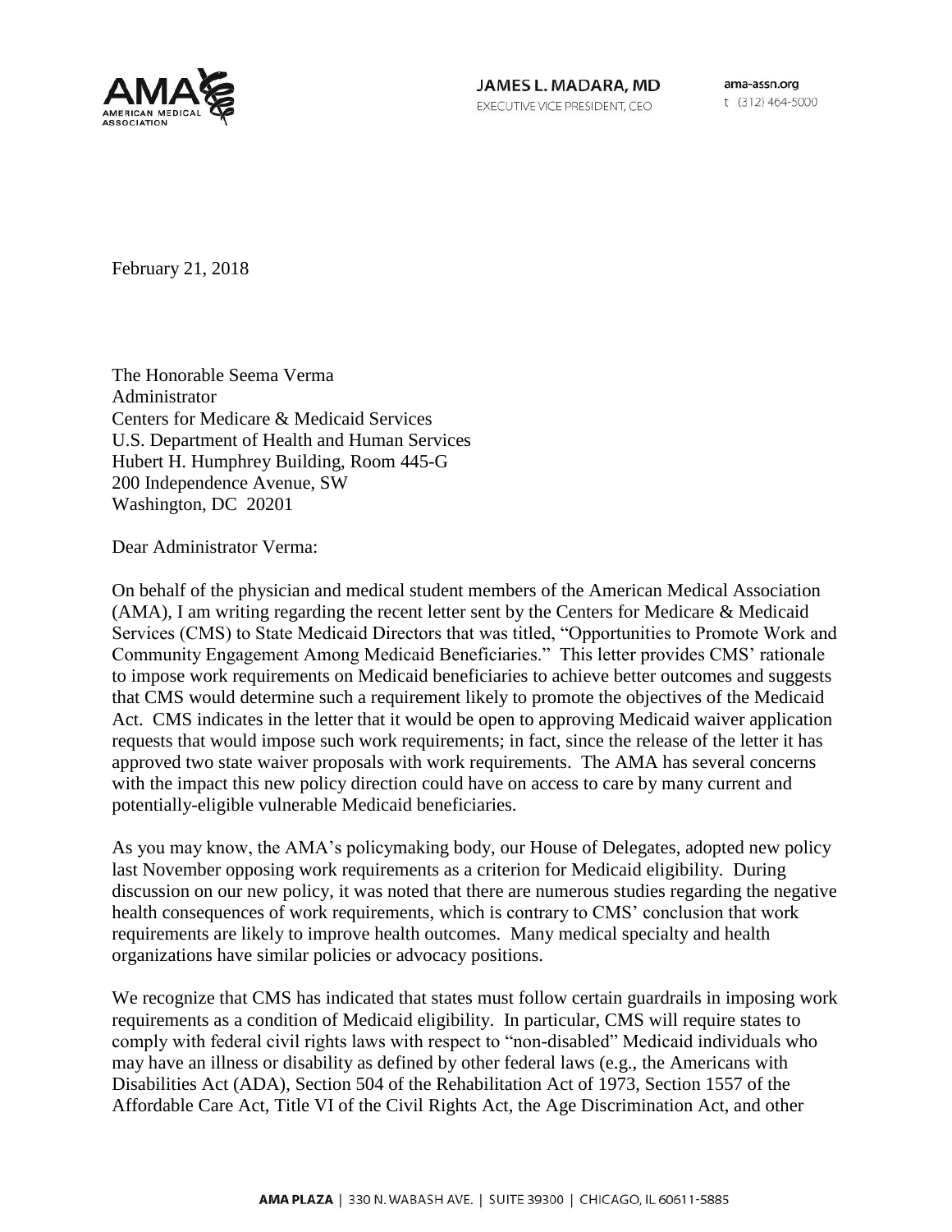JAMES L. MADARA, MD
EXECUTIVE VICE PRESIDENT, CEO

ama-assn.org
t (312) 464-5000

February 21, 2018

The Honorable Seema Verma
Administrator
Centers for Medicare & Medicaid Services
U.S. Department of Health and Human Services
Hubert H. Humphrey Building, Room 445-G
200 Independence Avenue, SW
Washington, DC 20201

Dear Administrator Verma:

On behalf of the physician and medical student members of the American Medical Association (AMA), I am writing regarding the recent letter sent by the Centers for Medicare & Medicaid Services (CMS) to State Medicaid Directors that was titled, "Opportunities to Promote Work and Community Engagement Among Medicaid Beneficiaries." This letter provides CMS' rationale to impose work requirements on Medicaid beneficiaries to achieve better outcomes and suggests that CMS would determine such a requirement likely to promote the objectives of the Medicaid Act. CMS indicates in the letter that it would be open to approving Medicaid waiver application requests that would impose such work requirements; in fact, since the release of the letter it has approved two state waiver proposals with work requirements. The AMA has several concerns with the impact this new policy direction could have on access to care by many current and potentially-eligible vulnerable Medicaid beneficiaries.

As you may know, the AMA's policymaking body, our House of Delegates, adopted new policy last November opposing work requirements as a criterion for Medicaid eligibility. During discussion on our new policy, it was noted that there are numerous studies regarding the negative health consequences of work requirements, which is contrary to CMS' conclusion that work requirements are likely to improve health outcomes. Many medical specialty and health organizations have similar policies or advocacy positions.

We recognize that CMS has indicated that states must follow certain guardrails in imposing work requirements as a condition of Medicaid eligibility. In particular, CMS will require states to comply with federal civil rights laws with respect to "non-disabled" Medicaid individuals who may have an illness or disability as defined by other federal laws (e.g., the Americans with Disabilities Act (ADA), Section 504 of the Rehabilitation Act of 1973, Section 1557 of the Affordable Care Act, Title VI of the Civil Rights Act, the Age Discrimination Act, and other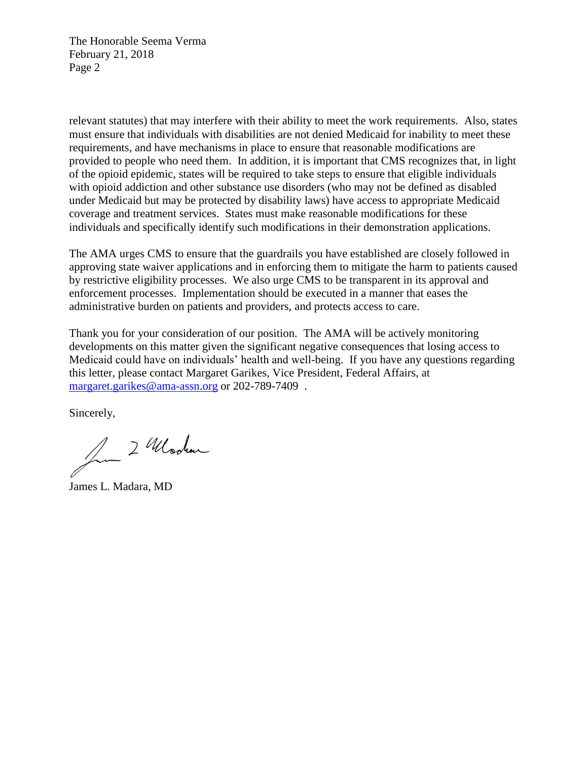relevant statutes) that may interfere with their ability to meet the work requirements. Also, states must ensure that individuals with disabilities are not denied Medicaid for inability to meet these requirements, and have mechanisms in place to ensure that reasonable modifications are provided to people who need them. In addition, it is important that CMS recognizes that, in light of the opioid epidemic, states will be required to take steps to ensure that eligible individuals with opioid addiction and other substance use disorders (who may not be defined as disabled under Medicaid but may be protected by disability laws) have access to appropriate Medicaid coverage and treatment services. States must make reasonable modifications for these individuals and specifically identify such modifications in their demonstration applications.

The AMA urges CMS to ensure that the guardrails you have established are closely followed in approving state waiver applications and in enforcing them to mitigate the harm to patients caused by restrictive eligibility processes. We also urge CMS to be transparent in its approval and enforcement processes. Implementation should be executed in a manner that eases the administrative burden on patients and providers, and protects access to care.

Thank you for your consideration of our position. The AMA will be actively monitoring developments on this matter given the significant negative consequences that losing access to Medicaid could have on individuals' health and well-being. If you have any questions regarding this letter, please contact Margaret Garikes, Vice President, Federal Affairs, at margaret.garikes@ama-assn.org or 202-789-7409 .

Sincerely,

James L. Madara, MD